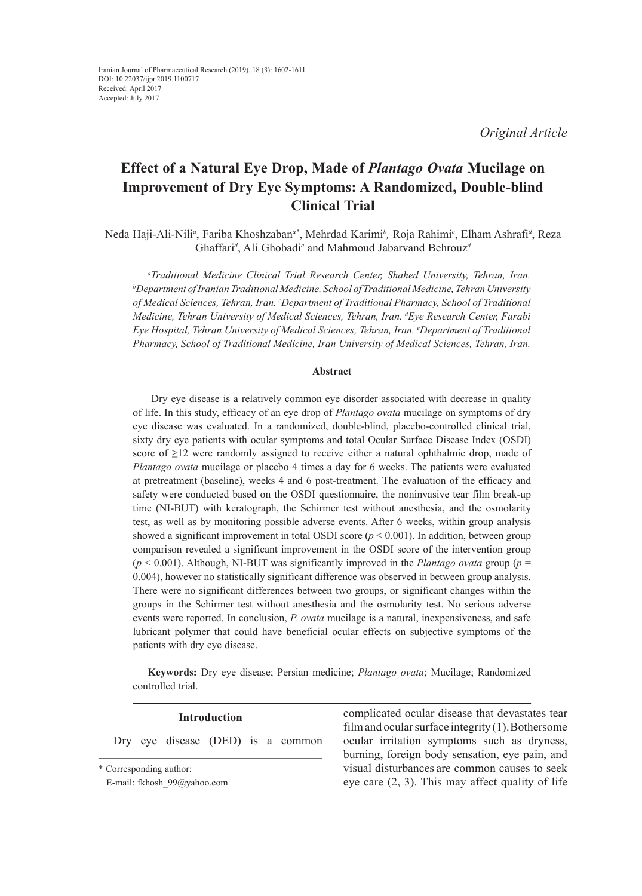*Original Article*

# Effect of a Natural Eye Drop, Made of *Plantago Ovata* Mucilage on Improvement of Dry Eye Symptoms: A Randomized, Double-blind Clinical Trial

Neda Haji-Ali-Nili[a], Fariba Khoshzaban[a*], Mehrdad Karimi[b], Roja Rahimi[c], Elham Ashrafi[d], Reza Ghaffari[d], Ali Ghobadi[e] and Mahmoud Jabarvand Behrouz[d]

*[a]Traditional Medicine Clinical Trial Research Center, Shahed University, Tehran, Iran. [b]Department of Iranian Traditional Medicine, School of Traditional Medicine, Tehran University of Medical Sciences, Tehran, Iran. [c]Department of Traditional Pharmacy, School of Traditional Medicine, Tehran University of Medical Sciences, Tehran, Iran. [d]Eye Research Center, Farabi Eye Hospital, Tehran University of Medical Sciences, Tehran, Iran. [e]Department of Traditional Pharmacy, School of Traditional Medicine, Iran University of Medical Sciences, Tehran, Iran.*

## Abstract

Dry eye disease is a relatively common eye disorder associated with decrease in quality of life. In this study, efficacy of an eye drop of *Plantago ovata* mucilage on symptoms of dry eye disease was evaluated. In a randomized, double-blind, placebo-controlled clinical trial, sixty dry eye patients with ocular symptoms and total Ocular Surface Disease Index (OSDI) score of ≥12 were randomly assigned to receive either a natural ophthalmic drop, made of *Plantago ovata* mucilage or placebo 4 times a day for 6 weeks. The patients were evaluated at pretreatment (baseline), weeks 4 and 6 post-treatment. The evaluation of the efficacy and safety were conducted based on the OSDI questionnaire, the noninvasive tear film break-up time (NI-BUT) with keratograph, the Schirmer test without anesthesia, and the osmolarity test, as well as by monitoring possible adverse events. After 6 weeks, within group analysis showed a significant improvement in total OSDI score ($p < 0.001$). In addition, between group comparison revealed a significant improvement in the OSDI score of the intervention group ($p < 0.001$). Although, NI-BUT was significantly improved in the *Plantago ovata* group ($p = 0.004$), however no statistically significant difference was observed in between group analysis. There were no significant differences between two groups, or significant changes within the groups in the Schirmer test without anesthesia and the osmolarity test. No serious adverse events were reported. In conclusion, *P. ovata* mucilage is a natural, inexpensiveness, and safe lubricant polymer that could have beneficial ocular effects on subjective symptoms of the patients with dry eye disease.

**Keywords:** Dry eye disease; Persian medicine; *Plantago ovata*; Mucilage; Randomized controlled trial.

## Introduction

Dry eye disease (DED) is a common complicated ocular disease that devastates tear film and ocular surface integrity (1). Bothersome ocular irritation symptoms such as dryness, burning, foreign body sensation, eye pain, and visual disturbances are common causes to seek eye care (2, 3). This may affect quality of life

\* Corresponding author:
E-mail: fkhosh_99@yahoo.com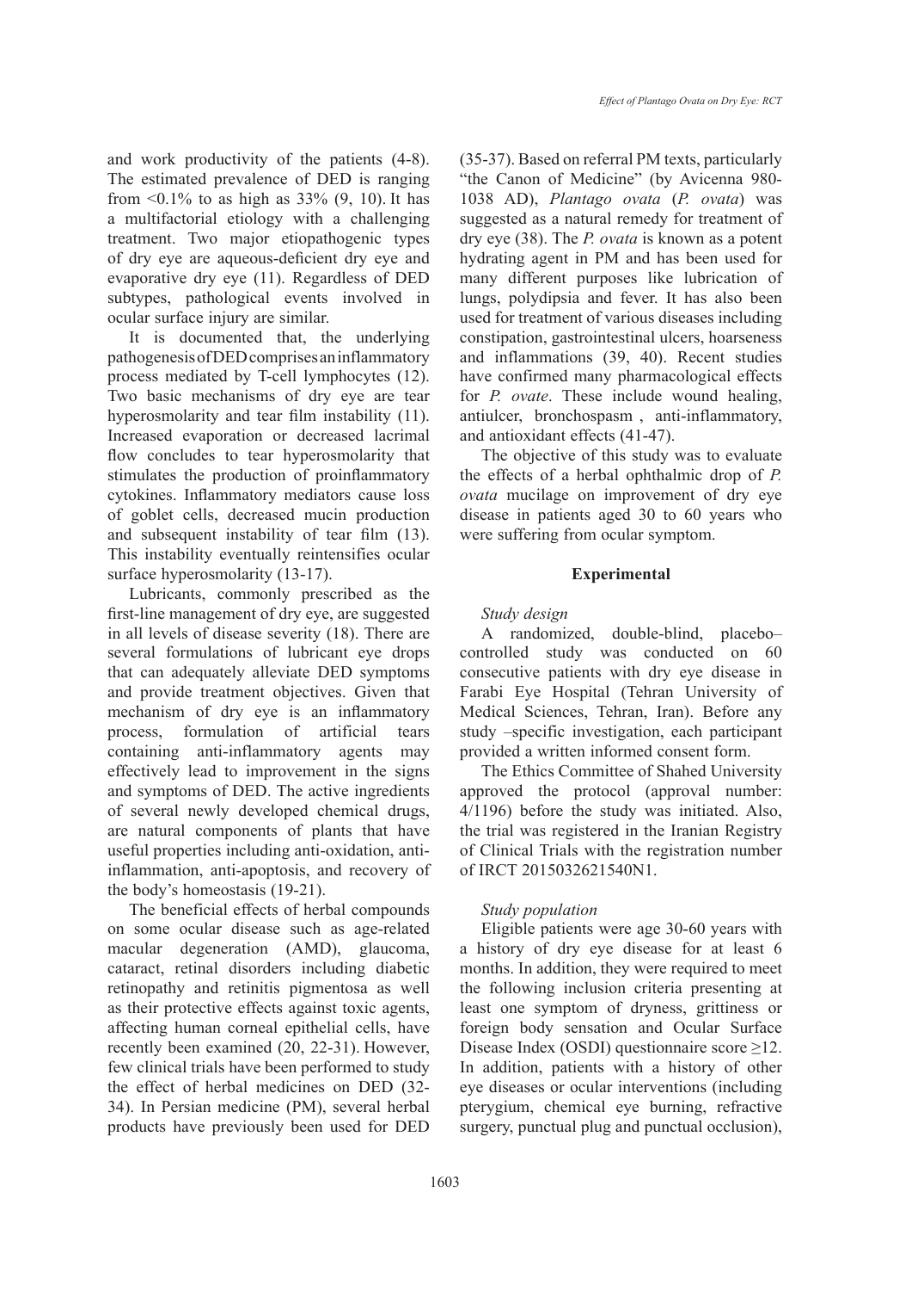and work productivity of the patients (4-8). The estimated prevalence of DED is ranging from <0.1% to as high as 33% (9, 10). It has a multifactorial etiology with a challenging treatment. Two major etiopathogenic types of dry eye are aqueous-deficient dry eye and evaporative dry eye (11). Regardless of DED subtypes, pathological events involved in ocular surface injury are similar.

It is documented that, the underlying pathogenesis of DED comprises an inflammatory process mediated by T-cell lymphocytes (12). Two basic mechanisms of dry eye are tear hyperosmolarity and tear film instability (11). Increased evaporation or decreased lacrimal flow concludes to tear hyperosmolarity that stimulates the production of proinflammatory cytokines. Inflammatory mediators cause loss of goblet cells, decreased mucin production and subsequent instability of tear film (13). This instability eventually reintensifies ocular surface hyperosmolarity (13-17).

Lubricants, commonly prescribed as the first-line management of dry eye, are suggested in all levels of disease severity (18). There are several formulations of lubricant eye drops that can adequately alleviate DED symptoms and provide treatment objectives. Given that mechanism of dry eye is an inflammatory process, formulation of artificial tears containing anti-inflammatory agents may effectively lead to improvement in the signs and symptoms of DED. The active ingredients of several newly developed chemical drugs, are natural components of plants that have useful properties including anti-oxidation, anti-inflammation, anti-apoptosis, and recovery of the body's homeostasis (19-21).

The beneficial effects of herbal compounds on some ocular disease such as age-related macular degeneration (AMD), glaucoma, cataract, retinal disorders including diabetic retinopathy and retinitis pigmentosa as well as their protective effects against toxic agents, affecting human corneal epithelial cells, have recently been examined (20, 22-31). However, few clinical trials have been performed to study the effect of herbal medicines on DED (32-34). In Persian medicine (PM), several herbal products have previously been used for DED (35-37). Based on referral PM texts, particularly "the Canon of Medicine" (by Avicenna 980-1038 AD), *Plantago ovata* (*P. ovata*) was suggested as a natural remedy for treatment of dry eye (38). The *P. ovata* is known as a potent hydrating agent in PM and has been used for many different purposes like lubrication of lungs, polydipsia and fever. It has also been used for treatment of various diseases including constipation, gastrointestinal ulcers, hoarseness and inflammations (39, 40). Recent studies have confirmed many pharmacological effects for *P. ovate*. These include wound healing, antiulcer, bronchospasm , anti-inflammatory, and antioxidant effects (41-47).

The objective of this study was to evaluate the effects of a herbal ophthalmic drop of *P. ovata* mucilage on improvement of dry eye disease in patients aged 30 to 60 years who were suffering from ocular symptom.

## Experimental

### *Study design*

A randomized, double-blind, placebo–controlled study was conducted on 60 consecutive patients with dry eye disease in Farabi Eye Hospital (Tehran University of Medical Sciences, Tehran, Iran). Before any study –specific investigation, each participant provided a written informed consent form.

The Ethics Committee of Shahed University approved the protocol (approval number: 4/1196) before the study was initiated. Also, the trial was registered in the Iranian Registry of Clinical Trials with the registration number of IRCT 2015032621540N1.

### *Study population*

Eligible patients were age 30-60 years with a history of dry eye disease for at least 6 months. In addition, they were required to meet the following inclusion criteria presenting at least one symptom of dryness, grittiness or foreign body sensation and Ocular Surface Disease Index (OSDI) questionnaire score ≥12. In addition, patients with a history of other eye diseases or ocular interventions (including pterygium, chemical eye burning, refractive surgery, punctual plug and punctual occlusion),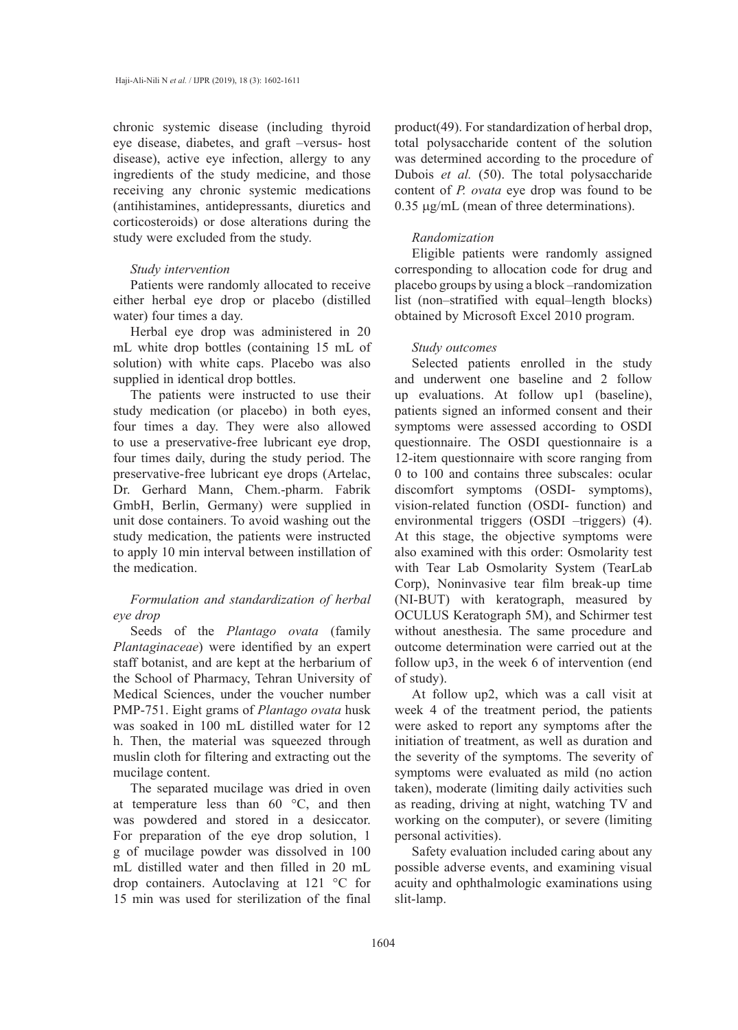chronic systemic disease (including thyroid eye disease, diabetes, and graft –versus- host disease), active eye infection, allergy to any ingredients of the study medicine, and those receiving any chronic systemic medications (antihistamines, antidepressants, diuretics and corticosteroids) or dose alterations during the study were excluded from the study.

### *Study intervention*

Patients were randomly allocated to receive either herbal eye drop or placebo (distilled water) four times a day.

Herbal eye drop was administered in 20 mL white drop bottles (containing 15 mL of solution) with white caps. Placebo was also supplied in identical drop bottles.

The patients were instructed to use their study medication (or placebo) in both eyes, four times a day. They were also allowed to use a preservative-free lubricant eye drop, four times daily, during the study period. The preservative-free lubricant eye drops (Artelac, Dr. Gerhard Mann, Chem.-pharm. Fabrik GmbH, Berlin, Germany) were supplied in unit dose containers. To avoid washing out the study medication, the patients were instructed to apply 10 min interval between instillation of the medication.

### *Formulation and standardization of herbal eye drop*

Seeds of the *Plantago ovata* (family *Plantaginaceae*) were identified by an expert staff botanist, and are kept at the herbarium of the School of Pharmacy, Tehran University of Medical Sciences, under the voucher number PMP-751. Eight grams of *Plantago ovata* husk was soaked in 100 mL distilled water for 12 h. Then, the material was squeezed through muslin cloth for filtering and extracting out the mucilage content.

The separated mucilage was dried in oven at temperature less than 60 °C, and then was powdered and stored in a desiccator. For preparation of the eye drop solution, 1 g of mucilage powder was dissolved in 100 mL distilled water and then filled in 20 mL drop containers. Autoclaving at 121 °C for 15 min was used for sterilization of the final product(49). For standardization of herbal drop, total polysaccharide content of the solution was determined according to the procedure of Dubois *et al.* (50). The total polysaccharide content of *P. ovata* eye drop was found to be 0.35 μg/mL (mean of three determinations).

### *Randomization*

Eligible patients were randomly assigned corresponding to allocation code for drug and placebo groups by using a block –randomization list (non–stratified with equal–length blocks) obtained by Microsoft Excel 2010 program.

### *Study outcomes*

Selected patients enrolled in the study and underwent one baseline and 2 follow up evaluations. At follow up1 (baseline), patients signed an informed consent and their symptoms were assessed according to OSDI questionnaire. The OSDI questionnaire is a 12-item questionnaire with score ranging from 0 to 100 and contains three subscales: ocular discomfort symptoms (OSDI- symptoms), vision-related function (OSDI- function) and environmental triggers (OSDI –triggers) (4). At this stage, the objective symptoms were also examined with this order: Osmolarity test with Tear Lab Osmolarity System (TearLab Corp), Noninvasive tear film break-up time (NI-BUT) with keratograph, measured by OCULUS Keratograph 5M), and Schirmer test without anesthesia. The same procedure and outcome determination were carried out at the follow up3, in the week 6 of intervention (end of study).

At follow up2, which was a call visit at week 4 of the treatment period, the patients were asked to report any symptoms after the initiation of treatment, as well as duration and the severity of the symptoms. The severity of symptoms were evaluated as mild (no action taken), moderate (limiting daily activities such as reading, driving at night, watching TV and working on the computer), or severe (limiting personal activities).

Safety evaluation included caring about any possible adverse events, and examining visual acuity and ophthalmologic examinations using slit-lamp.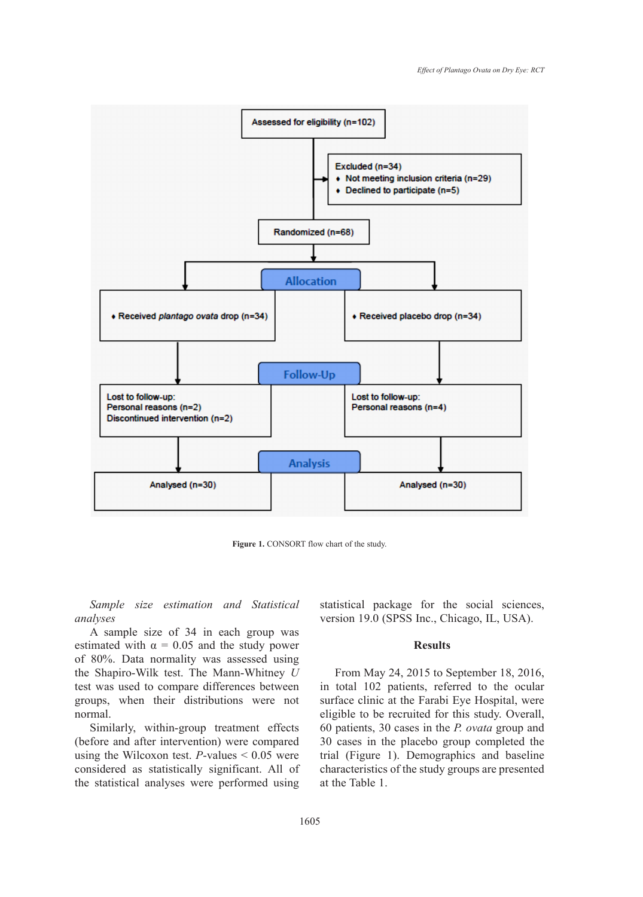Assessed for eligibility (n=102)

Excluded (n=34)
- Not meeting inclusion criteria (n=29)
- Declined to participate (n=5)

Randomized (n=68)

**Allocation**

- Received *plantago ovata* drop (n=34)
- Received placebo drop (n=34)

**Follow-Up**

Lost to follow-up:
Personal reasons (n=2)
Discontinued intervention (n=2)

Lost to follow-up:
Personal reasons (n=4)

**Analysis**

Analysed (n=30)

Analysed (n=30)

**Figure 1.** CONSORT flow chart of the study.

*Sample size estimation and Statistical analyses*

A sample size of 34 in each group was estimated with $\alpha = 0.05$ and the study power of 80%. Data normality was assessed using the Shapiro-Wilk test. The Mann-Whitney *U* test was used to compare differences between groups, when their distributions were not normal.

Similarly, within-group treatment effects (before and after intervention) were compared using the Wilcoxon test. *P*-values < 0.05 were considered as statistically significant. All of the statistical analyses were performed using statistical package for the social sciences, version 19.0 (SPSS Inc., Chicago, IL, USA).

## Results

From May 24, 2015 to September 18, 2016, in total 102 patients, referred to the ocular surface clinic at the Farabi Eye Hospital, were eligible to be recruited for this study. Overall, 60 patients, 30 cases in the *P. ovata* group and 30 cases in the placebo group completed the trial (Figure 1). Demographics and baseline characteristics of the study groups are presented at the Table 1.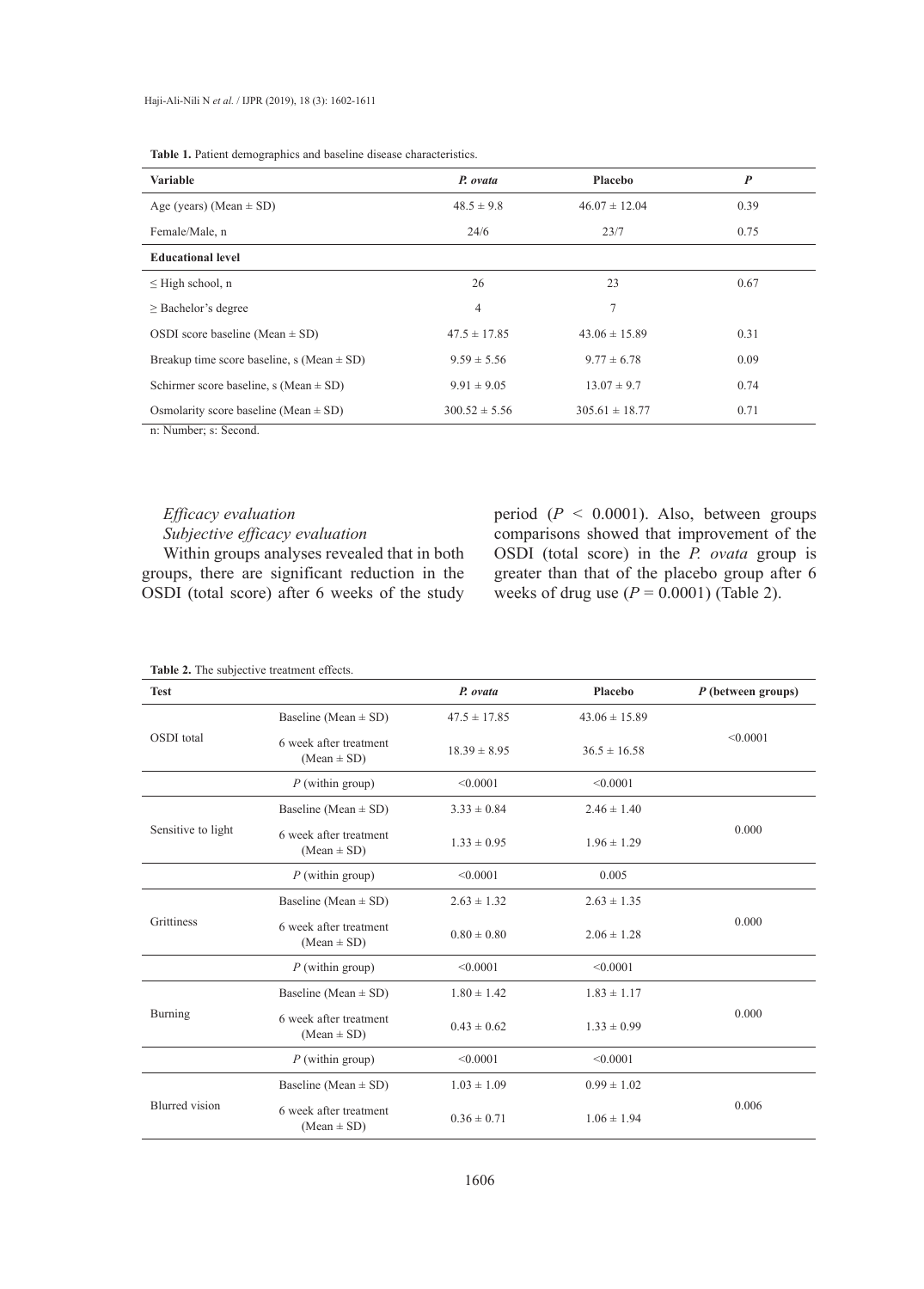**Table 1.** Patient demographics and baseline disease characteristics.

| Variable | *P. ovata* | Placebo | *P* |
|---|---|---|---|
| Age (years) (Mean ± SD) | 48.5 ± 9.8 | 46.07 ± 12.04 | 0.39 |
| Female/Male, n | 24/6 | 23/7 | 0.75 |
| **Educational level** | | | |
| ≤ High school, n | 26 | 23 | 0.67 |
| ≥ Bachelor's degree | 4 | 7 | |
| OSDI score baseline (Mean ± SD) | 47.5 ± 17.85 | 43.06 ± 15.89 | 0.31 |
| Breakup time score baseline, s (Mean ± SD) | 9.59 ± 5.56 | 9.77 ± 6.78 | 0.09 |
| Schirmer score baseline, s (Mean ± SD) | 9.91 ± 9.05 | 13.07 ± 9.7 | 0.74 |
| Osmolarity score baseline (Mean ± SD) | 300.52 ± 5.56 | 305.61 ± 18.77 | 0.71 |

n: Number; s: Second.

*Efficacy evaluation*

*Subjective efficacy evaluation*

Within groups analyses revealed that in both groups, there are significant reduction in the OSDI (total score) after 6 weeks of the study period ($P$ < 0.0001). Also, between groups comparisons showed that improvement of the OSDI (total score) in the *P. ovata* group is greater than that of the placebo group after 6 weeks of drug use ($P$ = 0.0001) (Table 2).

**Table 2.** The subjective treatment effects.

| Test | | *P. ovata* | Placebo | *P* (between groups) |
|---|---|---|---|---|
| OSDI total | Baseline (Mean ± SD) | 47.5 ± 17.85 | 43.06 ± 15.89 | <0.0001 |
| | 6 week after treatment (Mean ± SD) | 18.39 ± 8.95 | 36.5 ± 16.58 | |
| | *P* (within group) | <0.0001 | <0.0001 | |
| Sensitive to light | Baseline (Mean ± SD) | 3.33 ± 0.84 | 2.46 ± 1.40 | 0.000 |
| | 6 week after treatment (Mean ± SD) | 1.33 ± 0.95 | 1.96 ± 1.29 | |
| | *P* (within group) | <0.0001 | 0.005 | |
| Grittiness | Baseline (Mean ± SD) | 2.63 ± 1.32 | 2.63 ± 1.35 | 0.000 |
| | 6 week after treatment (Mean ± SD) | 0.80 ± 0.80 | 2.06 ± 1.28 | |
| | *P* (within group) | <0.0001 | <0.0001 | |
| Burning | Baseline (Mean ± SD) | 1.80 ± 1.42 | 1.83 ± 1.17 | 0.000 |
| | 6 week after treatment (Mean ± SD) | 0.43 ± 0.62 | 1.33 ± 0.99 | |
| | *P* (within group) | <0.0001 | <0.0001 | |
| Blurred vision | Baseline (Mean ± SD) | 1.03 ± 1.09 | 0.99 ± 1.02 | 0.006 |
| | 6 week after treatment (Mean ± SD) | 0.36 ± 0.71 | 1.06 ± 1.94 | |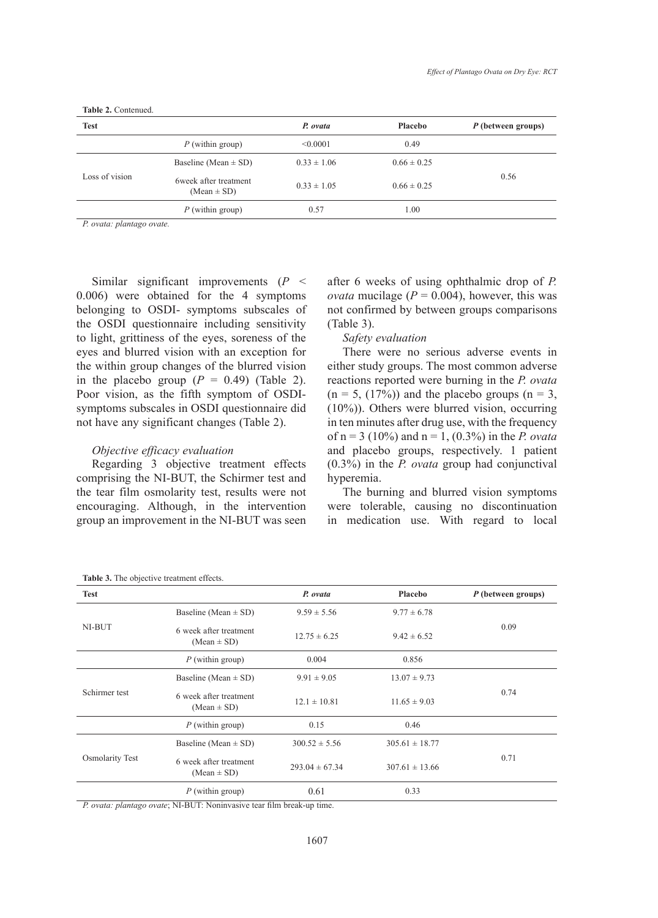**Table 2.** Contenued.

| Test | | *P. ovata* | Placebo | *P* (between groups) |
|---|---|---|---|---|
| | *P* (within group) | <0.0001 | 0.49 | |
| Loss of vision | Baseline (Mean ± SD) | 0.33 ± 1.06 | 0.66 ± 0.25 | 0.56 |
| | 6week after treatment (Mean ± SD) | 0.33 ± 1.05 | 0.66 ± 0.25 | |
| | *P* (within group) | 0.57 | 1.00 | |

*P. ovata: plantago ovate.*

Similar significant improvements ($P < 0.006$) were obtained for the 4 symptoms belonging to OSDI- symptoms subscales of the OSDI questionnaire including sensitivity to light, grittiness of the eyes, soreness of the eyes and blurred vision with an exception for the within group changes of the blurred vision in the placebo group ($P = 0.49$) (Table 2). Poor vision, as the fifth symptom of OSDI-symptoms subscales in OSDI questionnaire did not have any significant changes (Table 2).

*Objective efficacy evaluation*

Regarding 3 objective treatment effects comprising the NI-BUT, the Schirmer test and the tear film osmolarity test, results were not encouraging. Although, in the intervention group an improvement in the NI-BUT was seen after 6 weeks of using ophthalmic drop of *P. ovata* mucilage ($P = 0.004$), however, this was not confirmed by between groups comparisons (Table 3).

*Safety evaluation*

There were no serious adverse events in either study groups. The most common adverse reactions reported were burning in the *P. ovata* (n = 5, (17%)) and the placebo groups (n = 3, (10%)). Others were blurred vision, occurring in ten minutes after drug use, with the frequency of n = 3 (10%) and n = 1, (0.3%) in the *P. ovata* and placebo groups, respectively. 1 patient (0.3%) in the *P. ovata* group had conjunctival hyperemia.

The burning and blurred vision symptoms were tolerable, causing no discontinuation in medication use. With regard to local

**Table 3.** The objective treatment effects.

| Test | | *P. ovata* | Placebo | *P* (between groups) |
|---|---|---|---|---|
| NI-BUT | Baseline (Mean ± SD) | 9.59 ± 5.56 | 9.77 ± 6.78 | 0.09 |
| | 6 week after treatment (Mean ± SD) | 12.75 ± 6.25 | 9.42 ± 6.52 | |
| | *P* (within group) | 0.004 | 0.856 | |
| Schirmer test | Baseline (Mean ± SD) | 9.91 ± 9.05 | 13.07 ± 9.73 | 0.74 |
| | 6 week after treatment (Mean ± SD) | 12.1 ± 10.81 | 11.65 ± 9.03 | |
| | *P* (within group) | 0.15 | 0.46 | |
| Osmolarity Test | Baseline (Mean ± SD) | 300.52 ± 5.56 | 305.61 ± 18.77 | 0.71 |
| | 6 week after treatment (Mean ± SD) | 293.04 ± 67.34 | 307.61 ± 13.66 | |
| | *P* (within group) | 0.61 | 0.33 | |

*P. ovata: plantago ovate*; NI-BUT: Noninvasive tear film break-up time.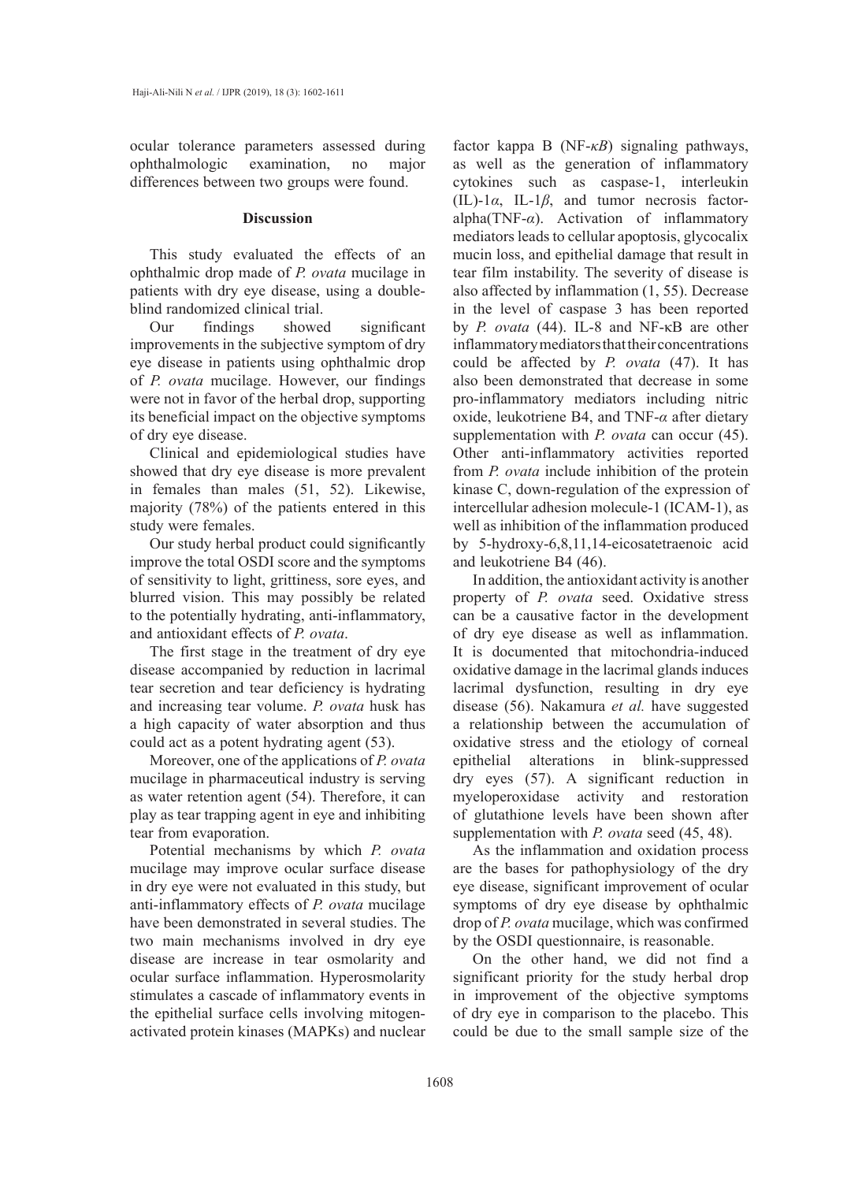ocular tolerance parameters assessed during ophthalmologic examination, no major differences between two groups were found.

## Discussion

This study evaluated the effects of an ophthalmic drop made of *P. ovata* mucilage in patients with dry eye disease, using a double-blind randomized clinical trial.

Our findings showed significant improvements in the subjective symptom of dry eye disease in patients using ophthalmic drop of *P. ovata* mucilage. However, our findings were not in favor of the herbal drop, supporting its beneficial impact on the objective symptoms of dry eye disease.

Clinical and epidemiological studies have showed that dry eye disease is more prevalent in females than males (51, 52). Likewise, majority (78%) of the patients entered in this study were females.

Our study herbal product could significantly improve the total OSDI score and the symptoms of sensitivity to light, grittiness, sore eyes, and blurred vision. This may possibly be related to the potentially hydrating, anti-inflammatory, and antioxidant effects of *P. ovata*.

The first stage in the treatment of dry eye disease accompanied by reduction in lacrimal tear secretion and tear deficiency is hydrating and increasing tear volume. *P. ovata* husk has a high capacity of water absorption and thus could act as a potent hydrating agent (53).

Moreover, one of the applications of *P. ovata* mucilage in pharmaceutical industry is serving as water retention agent (54). Therefore, it can play as tear trapping agent in eye and inhibiting tear from evaporation.

Potential mechanisms by which *P. ovata* mucilage may improve ocular surface disease in dry eye were not evaluated in this study, but anti-inflammatory effects of *P. ovata* mucilage have been demonstrated in several studies. The two main mechanisms involved in dry eye disease are increase in tear osmolarity and ocular surface inflammation. Hyperosmolarity stimulates a cascade of inflammatory events in the epithelial surface cells involving mitogen-activated protein kinases (MAPKs) and nuclear factor kappa B (NF-*κB*) signaling pathways, as well as the generation of inflammatory cytokines such as caspase-1, interleukin (IL)-1*α*, IL-1*β*, and tumor necrosis factor-alpha(TNF-*α*). Activation of inflammatory mediators leads to cellular apoptosis, glycocalix mucin loss, and epithelial damage that result in tear film instability. The severity of disease is also affected by inflammation (1, 55). Decrease in the level of caspase 3 has been reported by *P. ovata* (44). IL-8 and NF-κB are other inflammatory mediators that their concentrations could be affected by *P. ovata* (47). It has also been demonstrated that decrease in some pro-inflammatory mediators including nitric oxide, leukotriene B4, and TNF-*α* after dietary supplementation with *P. ovata* can occur (45). Other anti-inflammatory activities reported from *P. ovata* include inhibition of the protein kinase C, down-regulation of the expression of intercellular adhesion molecule-1 (ICAM-1), as well as inhibition of the inflammation produced by 5-hydroxy-6,8,11,14-eicosatetraenoic acid and leukotriene B4 (46).

In addition, the antioxidant activity is another property of *P. ovata* seed. Oxidative stress can be a causative factor in the development of dry eye disease as well as inflammation. It is documented that mitochondria-induced oxidative damage in the lacrimal glands induces lacrimal dysfunction, resulting in dry eye disease (56). Nakamura *et al.* have suggested a relationship between the accumulation of oxidative stress and the etiology of corneal epithelial alterations in blink-suppressed dry eyes (57). A significant reduction in myeloperoxidase activity and restoration of glutathione levels have been shown after supplementation with *P. ovata* seed (45, 48).

As the inflammation and oxidation process are the bases for pathophysiology of the dry eye disease, significant improvement of ocular symptoms of dry eye disease by ophthalmic drop of *P. ovata* mucilage, which was confirmed by the OSDI questionnaire, is reasonable.

On the other hand, we did not find a significant priority for the study herbal drop in improvement of the objective symptoms of dry eye in comparison to the placebo. This could be due to the small sample size of the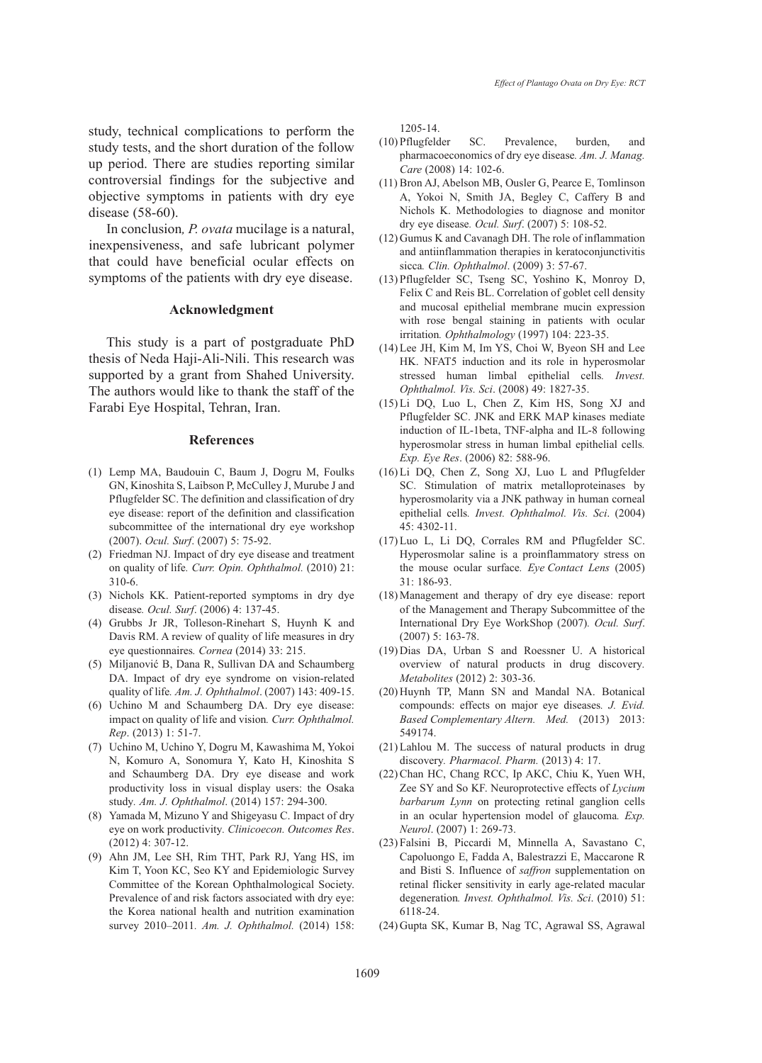study, technical complications to perform the study tests, and the short duration of the follow up period. There are studies reporting similar controversial findings for the subjective and objective symptoms in patients with dry eye disease (58-60).

In conclusion*, P. ovata* mucilage is a natural, inexpensiveness, and safe lubricant polymer that could have beneficial ocular effects on symptoms of the patients with dry eye disease.

## Acknowledgment

This study is a part of postgraduate PhD thesis of Neda Haji-Ali-Nili. This research was supported by a grant from Shahed University. The authors would like to thank the staff of the Farabi Eye Hospital, Tehran, Iran.

## References

(1) Lemp MA, Baudouin C, Baum J, Dogru M, Foulks GN, Kinoshita S, Laibson P, McCulley J, Murube J and Pflugfelder SC. The definition and classification of dry eye disease: report of the definition and classification subcommittee of the international dry eye workshop (2007). *Ocul. Surf*. (2007) 5: 75-92.

(2) Friedman NJ. Impact of dry eye disease and treatment on quality of life. *Curr. Opin. Ophthalmol.* (2010) 21: 310-6.

(3) Nichols KK. Patient-reported symptoms in dry dye disease. *Ocul. Surf*. (2006) 4: 137-45.

(4) Grubbs Jr JR, Tolleson-Rinehart S, Huynh K and Davis RM. A review of quality of life measures in dry eye questionnaires. *Cornea* (2014) 33: 215.

(5) Miljanović B, Dana R, Sullivan DA and Schaumberg DA. Impact of dry eye syndrome on vision-related quality of life. *Am. J. Ophthalmol*. (2007) 143: 409-15.

(6) Uchino M and Schaumberg DA. Dry eye disease: impact on quality of life and vision. *Curr. Ophthalmol. Rep*. (2013) 1: 51-7.

(7) Uchino M, Uchino Y, Dogru M, Kawashima M, Yokoi N, Komuro A, Sonomura Y, Kato H, Kinoshita S and Schaumberg DA. Dry eye disease and work productivity loss in visual display users: the Osaka study. *Am. J. Ophthalmol*. (2014) 157: 294-300.

(8) Yamada M, Mizuno Y and Shigeyasu C. Impact of dry eye on work productivity. *Clinicoecon. Outcomes Res*. (2012) 4: 307-12.

(9) Ahn JM, Lee SH, Rim THT, Park RJ, Yang HS, im Kim T, Yoon KC, Seo KY and Epidemiologic Survey Committee of the Korean Ophthalmological Society. Prevalence of and risk factors associated with dry eye: the Korea national health and nutrition examination survey 2010–2011. *Am. J. Ophthalmol.* (2014) 158: 1205-14.

(10) Pflugfelder SC. Prevalence, burden, and pharmacoeconomics of dry eye disease. *Am. J. Manag. Care* (2008) 14: 102-6.

(11) Bron AJ, Abelson MB, Ousler G, Pearce E, Tomlinson A, Yokoi N, Smith JA, Begley C, Caffery B and Nichols K. Methodologies to diagnose and monitor dry eye disease. *Ocul. Surf*. (2007) 5: 108-52.

(12) Gumus K and Cavanagh DH. The role of inflammation and antiinflammation therapies in keratoconjunctivitis sicca. *Clin. Ophthalmol*. (2009) 3: 57-67.

(13) Pflugfelder SC, Tseng SC, Yoshino K, Monroy D, Felix C and Reis BL. Correlation of goblet cell density and mucosal epithelial membrane mucin expression with rose bengal staining in patients with ocular irritation. *Ophthalmology* (1997) 104: 223-35.

(14) Lee JH, Kim M, Im YS, Choi W, Byeon SH and Lee HK. NFAT5 induction and its role in hyperosmolar stressed human limbal epithelial cells. *Invest. Ophthalmol. Vis. Sci*. (2008) 49: 1827-35.

(15) Li DQ, Luo L, Chen Z, Kim HS, Song XJ and Pflugfelder SC. JNK and ERK MAP kinases mediate induction of IL-1beta, TNF-alpha and IL-8 following hyperosmolar stress in human limbal epithelial cells. *Exp. Eye Res*. (2006) 82: 588-96.

(16) Li DQ, Chen Z, Song XJ, Luo L and Pflugfelder SC. Stimulation of matrix metalloproteinases by hyperosmolarity via a JNK pathway in human corneal epithelial cells. *Invest. Ophthalmol. Vis. Sci*. (2004) 45: 4302-11.

(17) Luo L, Li DQ, Corrales RM and Pflugfelder SC. Hyperosmolar saline is a proinflammatory stress on the mouse ocular surface. *Eye Contact Lens* (2005) 31: 186-93.

(18) Management and therapy of dry eye disease: report of the Management and Therapy Subcommittee of the International Dry Eye WorkShop (2007). *Ocul. Surf*. (2007) 5: 163-78.

(19) Dias DA, Urban S and Roessner U. A historical overview of natural products in drug discovery. *Metabolites* (2012) 2: 303-36.

(20) Huynh TP, Mann SN and Mandal NA. Botanical compounds: effects on major eye diseases. *J. Evid. Based Complementary Altern. Med.* (2013) 2013: 549174.

(21) Lahlou M. The success of natural products in drug discovery. *Pharmacol. Pharm.* (2013) 4: 17.

(22) Chan HC, Chang RCC, Ip AKC, Chiu K, Yuen WH, Zee SY and So KF. Neuroprotective effects of *Lycium barbarum Lynn* on protecting retinal ganglion cells in an ocular hypertension model of glaucoma. *Exp. Neurol*. (2007) 1: 269-73.

(23) Falsini B, Piccardi M, Minnella A, Savastano C, Capoluongo E, Fadda A, Balestrazzi E, Maccarone R and Bisti S. Influence of *saffron* supplementation on retinal flicker sensitivity in early age-related macular degeneration. *Invest. Ophthalmol. Vis. Sci*. (2010) 51: 6118-24.

(24) Gupta SK, Kumar B, Nag TC, Agrawal SS, Agrawal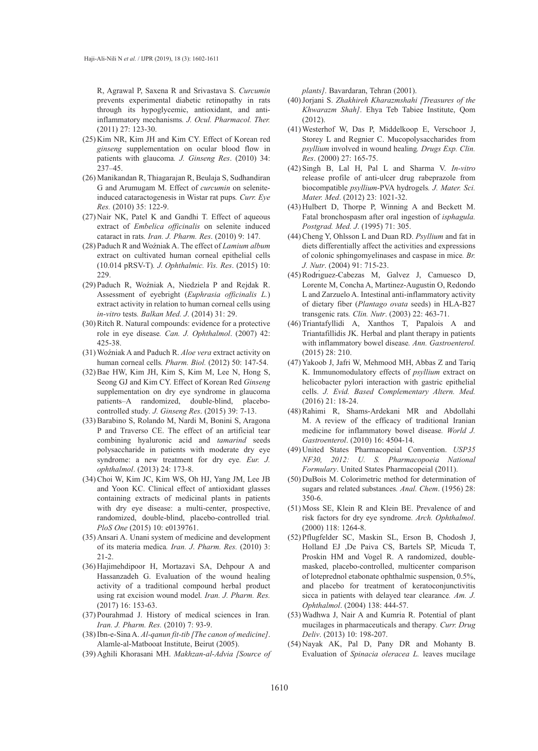R, Agrawal P, Saxena R and Srivastava S. *Curcumin* prevents experimental diabetic retinopathy in rats through its hypoglycemic, antioxidant, and anti-inflammatory mechanisms. *J. Ocul. Pharmacol. Ther.* (2011) 27: 123-30.

(25) Kim NR, Kim JH and Kim CY. Effect of Korean red *ginseng* supplementation on ocular blood flow in patients with glaucoma. *J. Ginseng Res*. (2010) 34: 237–45.

(26) Manikandan R, Thiagarajan R, Beulaja S, Sudhandiran G and Arumugam M. Effect of *curcumin* on selenite-induced cataractogenesis in Wistar rat pups. *Curr. Eye Res.* (2010) 35: 122-9.

(27) Nair NK, Patel K and Gandhi T. Effect of aqueous extract of *Embelica officinalis* on selenite induced cataract in rats. *Iran. J. Pharm. Res*. (2010) 9: 147.

(28) Paduch R and Woźniak A. The effect of *Lamium album* extract on cultivated human corneal epithelial cells (10.014 pRSV-T). *J. Ophthalmic. Vis. Res*. (2015) 10: 229.

(29) Paduch R, Woźniak A, Niedziela P and Rejdak R. Assessment of eyebright (*Euphrasia officinalis L.*) extract activity in relation to human corneal cells using *in-vitro* tests. *Balkan Med. J*. (2014) 31: 29.

(30) Ritch R. Natural compounds: evidence for a protective role in eye disease. *Can. J. Ophthalmol*. (2007) 42: 425-38.

(31) Woźniak A and Paduch R. *Aloe vera* extract activity on human corneal cells. *Pharm. Biol.* (2012) 50: 147-54.

(32) Bae HW, Kim JH, Kim S, Kim M, Lee N, Hong S, Seong GJ and Kim CY. Effect of Korean Red *Ginseng* supplementation on dry eye syndrome in glaucoma patients–A randomized, double-blind, placebo-controlled study. *J. Ginseng Res*. (2015) 39: 7-13.

(33) Barabino S, Rolando M, Nardi M, Bonini S, Aragona P and Traverso CE. The effect of an artificial tear combining hyaluronic acid and *tamarind* seeds polysaccharide in patients with moderate dry eye syndrome: a new treatment for dry eye. *Eur. J. ophthalmol*. (2013) 24: 173-8.

(34) Choi W, Kim JC, Kim WS, Oh HJ, Yang JM, Lee JB and Yoon KC. Clinical effect of antioxidant glasses containing extracts of medicinal plants in patients with dry eye disease: a multi-center, prospective, randomized, double-blind, placebo-controlled trial. *PloS One* (2015) 10: e0139761.

(35) Ansari A. Unani system of medicine and development of its materia medica. *Iran. J. Pharm. Res.* (2010) 3: 21-2.

(36) Hajimehdipoor H, Mortazavi SA, Dehpour A and Hassanzadeh G. Evaluation of the wound healing activity of a traditional compound herbal product using rat excision wound model. *Iran. J. Pharm. Res.* (2017) 16: 153-63.

(37) Pourahmad J. History of medical sciences in Iran. *Iran. J. Pharm. Res.* (2010) 7: 93-9.

(38) Ibn-e-Sina A. *Al-qanun fit-tib [The canon of medicine]*. Alamle-al-Matbooat Institute, Beirut (2005).

(39) Aghili Khorasani MH. *Makhzan-al-Advia [Source of plants]*. Bavardaran, Tehran (2001).

(40) Jorjani S. *Zhakhireh Kharazmshahi [Treasures of the Khwarazm Shah]*. Ehya Teb Tabiee Institute, Qom (2012).

(41) Westerhof W, Das P, Middelkoop E, Verschoor J, Storey L and Regnier C. Mucopolysaccharides from *psyllium* involved in wound healing. *Drugs Exp. Clin. Res*. (2000) 27: 165-75.

(42) Singh B, Lal H, Pal L and Sharma V. *In-vitro* release profile of anti-ulcer drug rabeprazole from biocompatible *psyllium*-PVA hydrogels. *J. Mater. Sci. Mater. Med*. (2012) 23: 1021-32.

(43) Hulbert D, Thorpe P, Winning A and Beckett M. Fatal bronchospasm after oral ingestion of *isphagula. Postgrad. Med. J*. (1995) 71: 305.

(44) Cheng Y, Ohlsson L and Duan RD. *Psyllium* and fat in diets differentially affect the activities and expressions of colonic sphingomyelinases and caspase in mice. *Br. J. Nutr*. (2004) 91: 715-23.

(45) Rodŕiguez-Cabezas M, Galvez J, Camuesco D, Lorente M, Concha A, Martinez-Augustin O, Redondo L and Zarzuelo A. Intestinal anti-inflammatory activity of dietary fiber (*Plantago ovata* seeds) in HLA-B27 transgenic rats. *Clin. Nutr*. (2003) 22: 463-71.

(46) Triantafyllidi A, Xanthos T, Papalois A and Triantafillidis JK. Herbal and plant therapy in patients with inflammatory bowel disease. *Ann. Gastroenterol.* (2015) 28: 210.

(47) Yakoob J, Jafri W, Mehmood MH, Abbas Z and Tariq K. Immunomodulatory effects of *psyllium* extract on helicobacter pylori interaction with gastric epithelial cells. *J. Evid. Based Complementary Altern. Med.* (2016) 21: 18-24.

(48) Rahimi R, Shams-Ardekani MR and Abdollahi M. A review of the efficacy of traditional Iranian medicine for inflammatory bowel disease. *World J. Gastroenterol*. (2010) 16: 4504-14.

(49) United States Pharmacopeial Convention. *USP35 NF30, 2012: U. S. Pharmacopoeia National Formulary*. United States Pharmacopeial (2011).

(50) DuBois M. Colorimetric method for determination of sugars and related substances. *Anal. Chem*. (1956) 28: 350-6.

(51) Moss SE, Klein R and Klein BE. Prevalence of and risk factors for dry eye syndrome. *Arch. Ophthalmol*. (2000) 118: 1264-8.

(52) Pflugfelder SC, Maskin SL, Erson B, Chodosh J, Holland EJ ,De Paiva CS, Bartels SP, Micuda T, Proskin HM and Vogel R. A randomized, double-masked, placebo-controlled, multicenter comparison of loteprednol etabonate ophthalmic suspension, 0.5%, and placebo for treatment of keratoconjunctivitis sicca in patients with delayed tear clearance. *Am. J. Ophthalmol*. (2004) 138: 444-57.

(53) Wadhwa J, Nair A and Kumria R. Potential of plant mucilages in pharmaceuticals and therapy. *Curr. Drug Deliv*. (2013) 10: 198-207.

(54) Nayak AK, Pal D, Pany DR and Mohanty B. Evaluation of *Spinacia oleracea L.* leaves mucilage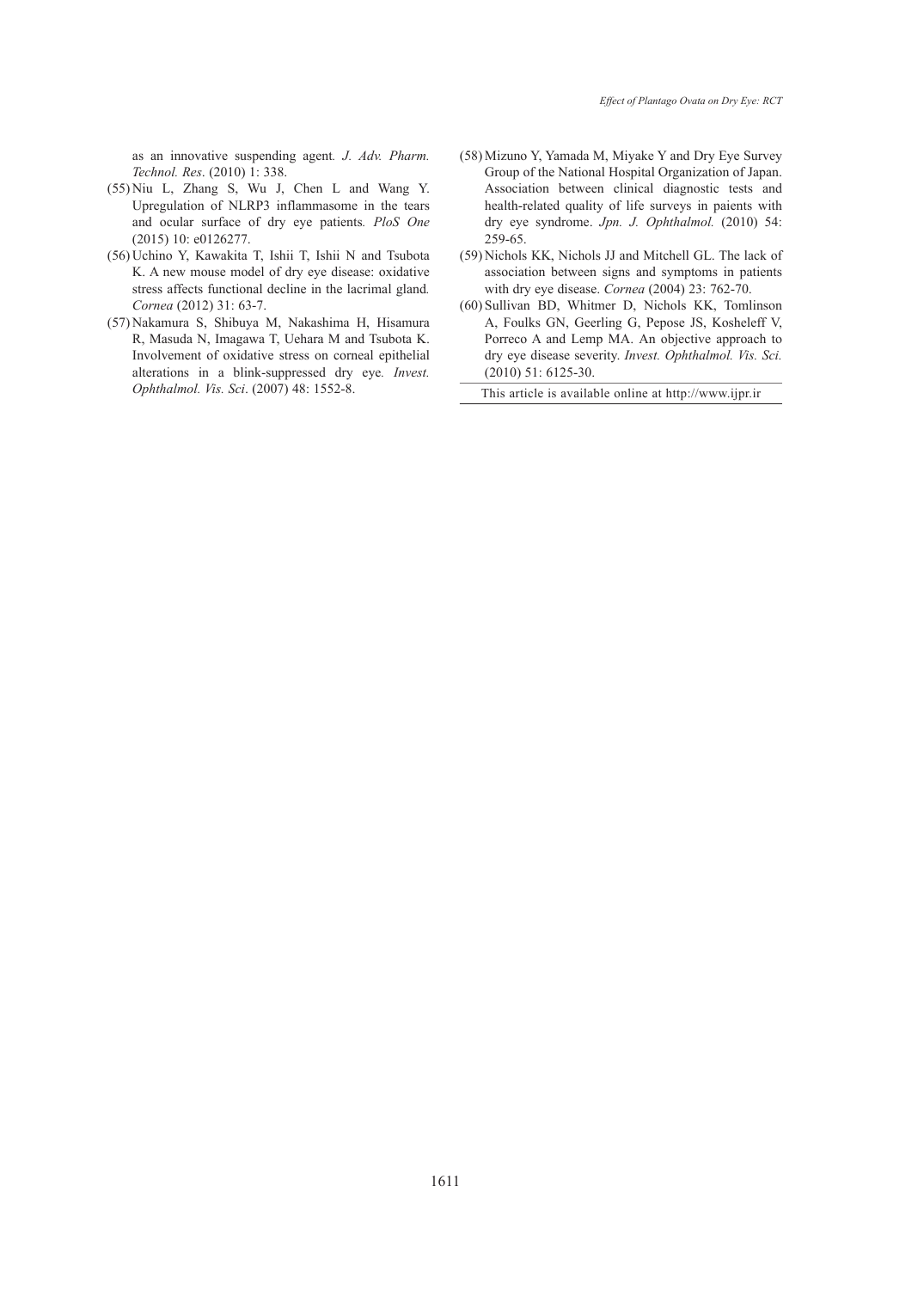as an innovative suspending agent. *J. Adv. Pharm. Technol. Res*. (2010) 1: 338.

(55) Niu L, Zhang S, Wu J, Chen L and Wang Y. Upregulation of NLRP3 inflammasome in the tears and ocular surface of dry eye patients. *PloS One* (2015) 10: e0126277.

(56) Uchino Y, Kawakita T, Ishii T, Ishii N and Tsubota K. A new mouse model of dry eye disease: oxidative stress affects functional decline in the lacrimal gland. *Cornea* (2012) 31: 63-7.

(57) Nakamura S, Shibuya M, Nakashima H, Hisamura R, Masuda N, Imagawa T, Uehara M and Tsubota K. Involvement of oxidative stress on corneal epithelial alterations in a blink-suppressed dry eye. *Invest. Ophthalmol. Vis. Sci*. (2007) 48: 1552-8.

(58) Mizuno Y, Yamada M, Miyake Y and Dry Eye Survey Group of the National Hospital Organization of Japan. Association between clinical diagnostic tests and health-related quality of life surveys in paients with dry eye syndrome. *Jpn. J. Ophthalmol.* (2010) 54: 259-65.

(59) Nichols KK, Nichols JJ and Mitchell GL. The lack of association between signs and symptoms in patients with dry eye disease. *Cornea* (2004) 23: 762-70.

(60) Sullivan BD, Whitmer D, Nichols KK, Tomlinson A, Foulks GN, Geerling G, Pepose JS, Kosheleff V, Porreco A and Lemp MA. An objective approach to dry eye disease severity. *Invest. Ophthalmol. Vis. Sci.* (2010) 51: 6125-30.

This article is available online at http://www.ijpr.ir